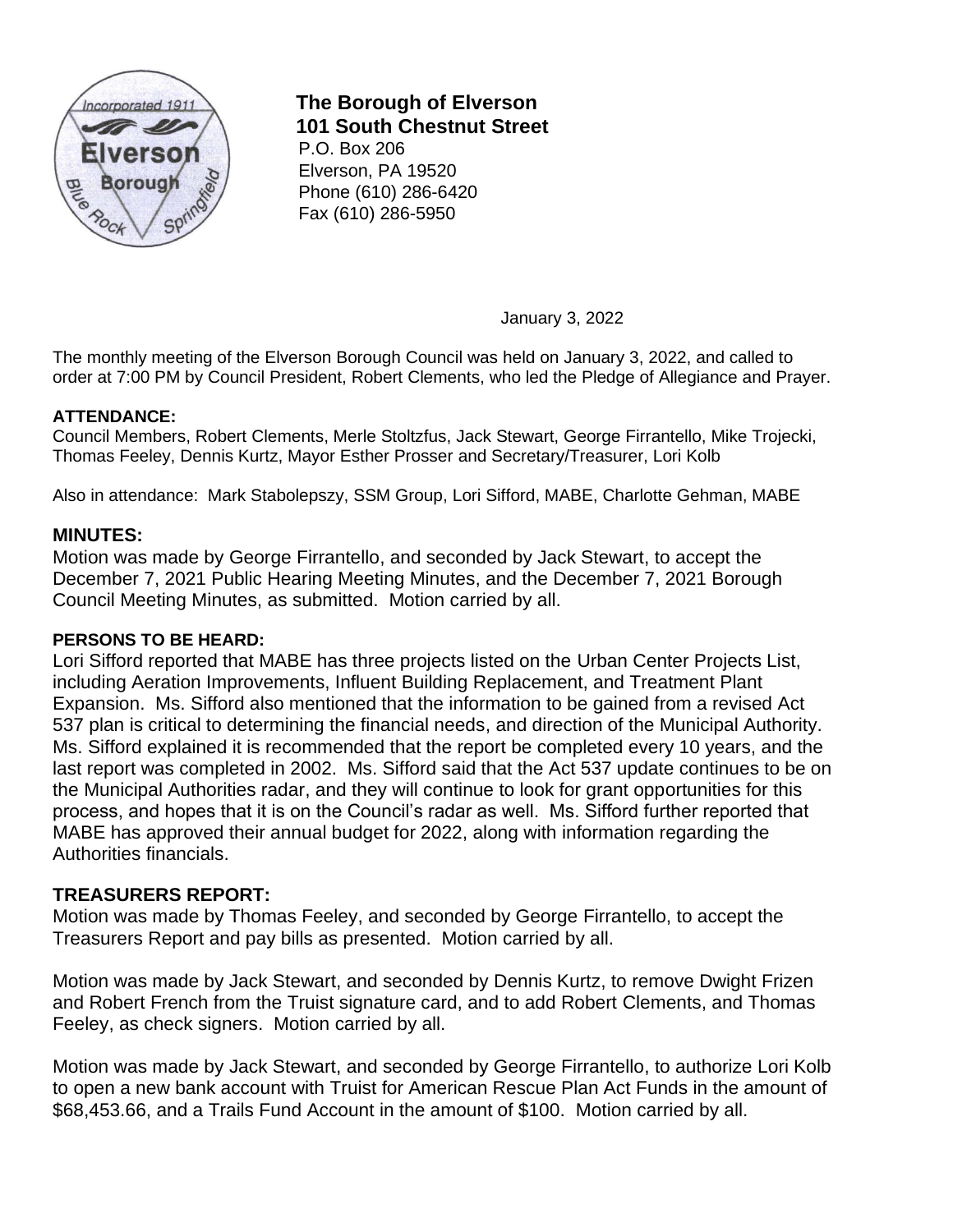**The Borough of Elverson**
**101 South Chestnut Street**
P.O. Box 206
Elverson, PA 19520
Phone (610) 286-6420
Fax (610) 286-5950

January 3, 2022

The monthly meeting of the Elverson Borough Council was held on January 3, 2022, and called to order at 7:00 PM by Council President, Robert Clements, who led the Pledge of Allegiance and Prayer.

**ATTENDANCE:**
Council Members, Robert Clements, Merle Stoltzfus, Jack Stewart, George Firrantello, Mike Trojecki, Thomas Feeley, Dennis Kurtz, Mayor Esther Prosser and Secretary/Treasurer, Lori Kolb

Also in attendance: Mark Stabolepszy, SSM Group, Lori Sifford, MABE, Charlotte Gehman, MABE

## MINUTES:

Motion was made by George Firrantello, and seconded by Jack Stewart, to accept the December 7, 2021 Public Hearing Meeting Minutes, and the December 7, 2021 Borough Council Meeting Minutes, as submitted. Motion carried by all.

**PERSONS TO BE HEARD:**
Lori Sifford reported that MABE has three projects listed on the Urban Center Projects List, including Aeration Improvements, Influent Building Replacement, and Treatment Plant Expansion. Ms. Sifford also mentioned that the information to be gained from a revised Act 537 plan is critical to determining the financial needs, and direction of the Municipal Authority. Ms. Sifford explained it is recommended that the report be completed every 10 years, and the last report was completed in 2002. Ms. Sifford said that the Act 537 update continues to be on the Municipal Authorities radar, and they will continue to look for grant opportunities for this process, and hopes that it is on the Council's radar as well. Ms. Sifford further reported that MABE has approved their annual budget for 2022, along with information regarding the Authorities financials.

## TREASURERS REPORT:

Motion was made by Thomas Feeley, and seconded by George Firrantello, to accept the Treasurers Report and pay bills as presented. Motion carried by all.

Motion was made by Jack Stewart, and seconded by Dennis Kurtz, to remove Dwight Frizen and Robert French from the Truist signature card, and to add Robert Clements, and Thomas Feeley, as check signers. Motion carried by all.

Motion was made by Jack Stewart, and seconded by George Firrantello, to authorize Lori Kolb to open a new bank account with Truist for American Rescue Plan Act Funds in the amount of $68,453.66, and a Trails Fund Account in the amount of $100. Motion carried by all.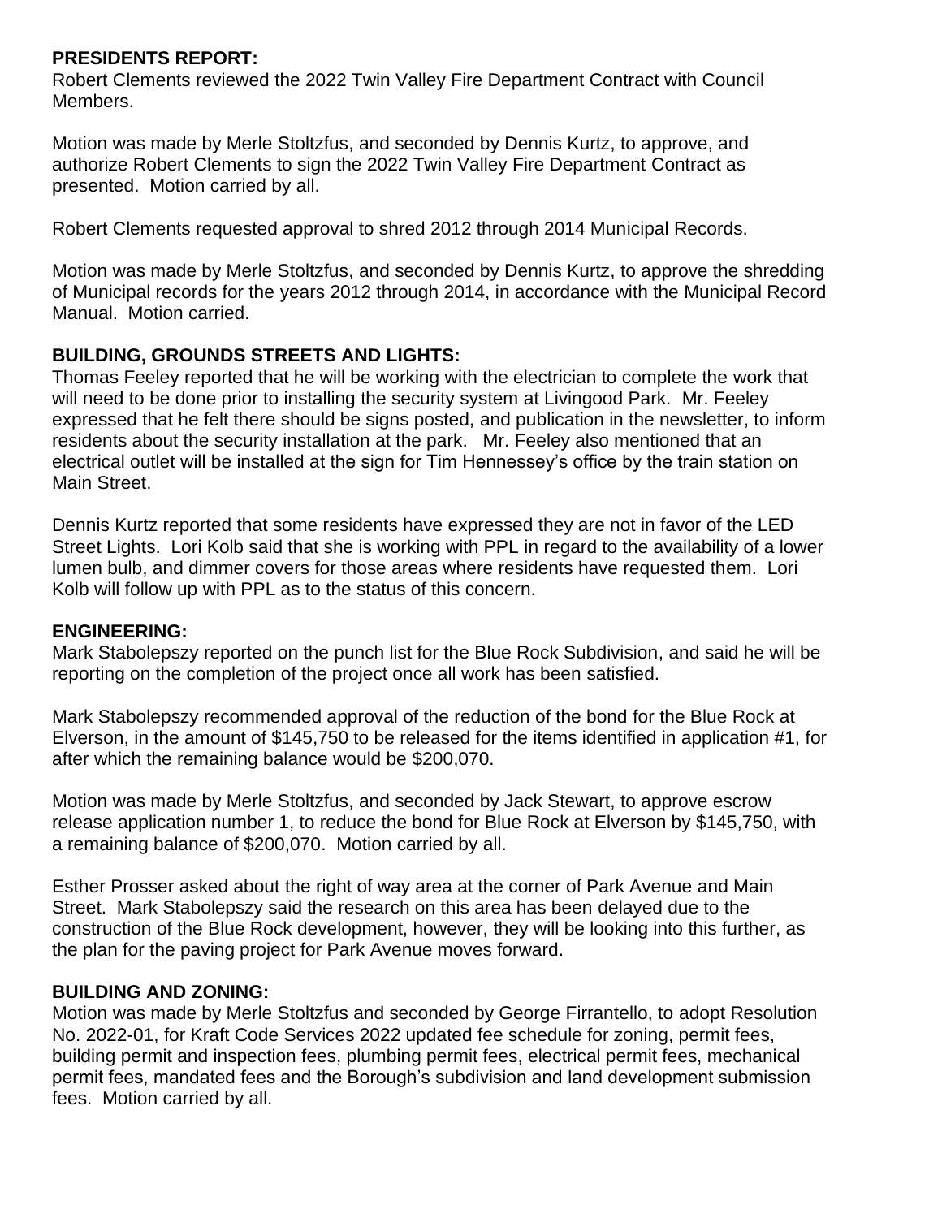**PRESIDENTS REPORT:**
Robert Clements reviewed the 2022 Twin Valley Fire Department Contract with Council Members.

Motion was made by Merle Stoltzfus, and seconded by Dennis Kurtz, to approve, and authorize Robert Clements to sign the 2022 Twin Valley Fire Department Contract as presented. Motion carried by all.

Robert Clements requested approval to shred 2012 through 2014 Municipal Records.

Motion was made by Merle Stoltzfus, and seconded by Dennis Kurtz, to approve the shredding of Municipal records for the years 2012 through 2014, in accordance with the Municipal Record Manual. Motion carried.

**BUILDING, GROUNDS STREETS AND LIGHTS:**
Thomas Feeley reported that he will be working with the electrician to complete the work that will need to be done prior to installing the security system at Livingood Park. Mr. Feeley expressed that he felt there should be signs posted, and publication in the newsletter, to inform residents about the security installation at the park. Mr. Feeley also mentioned that an electrical outlet will be installed at the sign for Tim Hennessey's office by the train station on Main Street.

Dennis Kurtz reported that some residents have expressed they are not in favor of the LED Street Lights. Lori Kolb said that she is working with PPL in regard to the availability of a lower lumen bulb, and dimmer covers for those areas where residents have requested them. Lori Kolb will follow up with PPL as to the status of this concern.

**ENGINEERING:**
Mark Stabolepszy reported on the punch list for the Blue Rock Subdivision, and said he will be reporting on the completion of the project once all work has been satisfied.

Mark Stabolepszy recommended approval of the reduction of the bond for the Blue Rock at Elverson, in the amount of $145,750 to be released for the items identified in application #1, for after which the remaining balance would be $200,070.

Motion was made by Merle Stoltzfus, and seconded by Jack Stewart, to approve escrow release application number 1, to reduce the bond for Blue Rock at Elverson by $145,750, with a remaining balance of $200,070. Motion carried by all.

Esther Prosser asked about the right of way area at the corner of Park Avenue and Main Street. Mark Stabolepszy said the research on this area has been delayed due to the construction of the Blue Rock development, however, they will be looking into this further, as the plan for the paving project for Park Avenue moves forward.

**BUILDING AND ZONING:**
Motion was made by Merle Stoltzfus and seconded by George Firrantello, to adopt Resolution No. 2022-01, for Kraft Code Services 2022 updated fee schedule for zoning, permit fees, building permit and inspection fees, plumbing permit fees, electrical permit fees, mechanical permit fees, mandated fees and the Borough's subdivision and land development submission fees. Motion carried by all.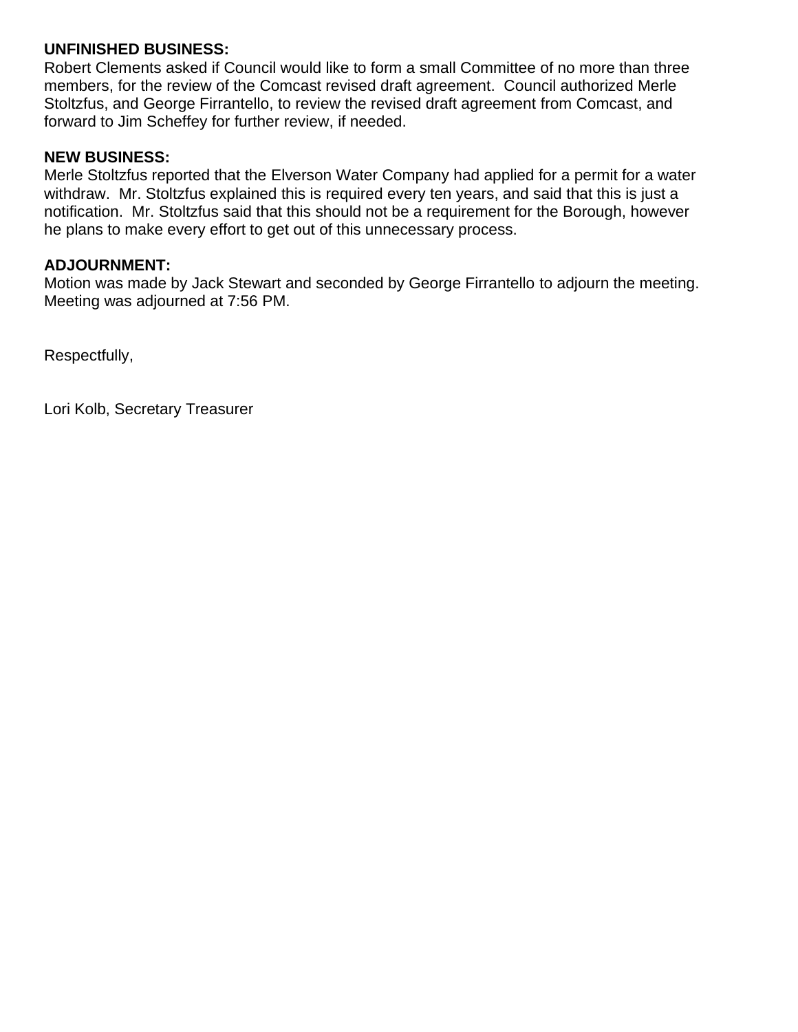**UNFINISHED BUSINESS:**
Robert Clements asked if Council would like to form a small Committee of no more than three members, for the review of the Comcast revised draft agreement. Council authorized Merle Stoltzfus, and George Firrantello, to review the revised draft agreement from Comcast, and forward to Jim Scheffey for further review, if needed.

**NEW BUSINESS:**
Merle Stoltzfus reported that the Elverson Water Company had applied for a permit for a water withdraw. Mr. Stoltzfus explained this is required every ten years, and said that this is just a notification. Mr. Stoltzfus said that this should not be a requirement for the Borough, however he plans to make every effort to get out of this unnecessary process.

**ADJOURNMENT:**
Motion was made by Jack Stewart and seconded by George Firrantello to adjourn the meeting. Meeting was adjourned at 7:56 PM.

Respectfully,

Lori Kolb, Secretary Treasurer